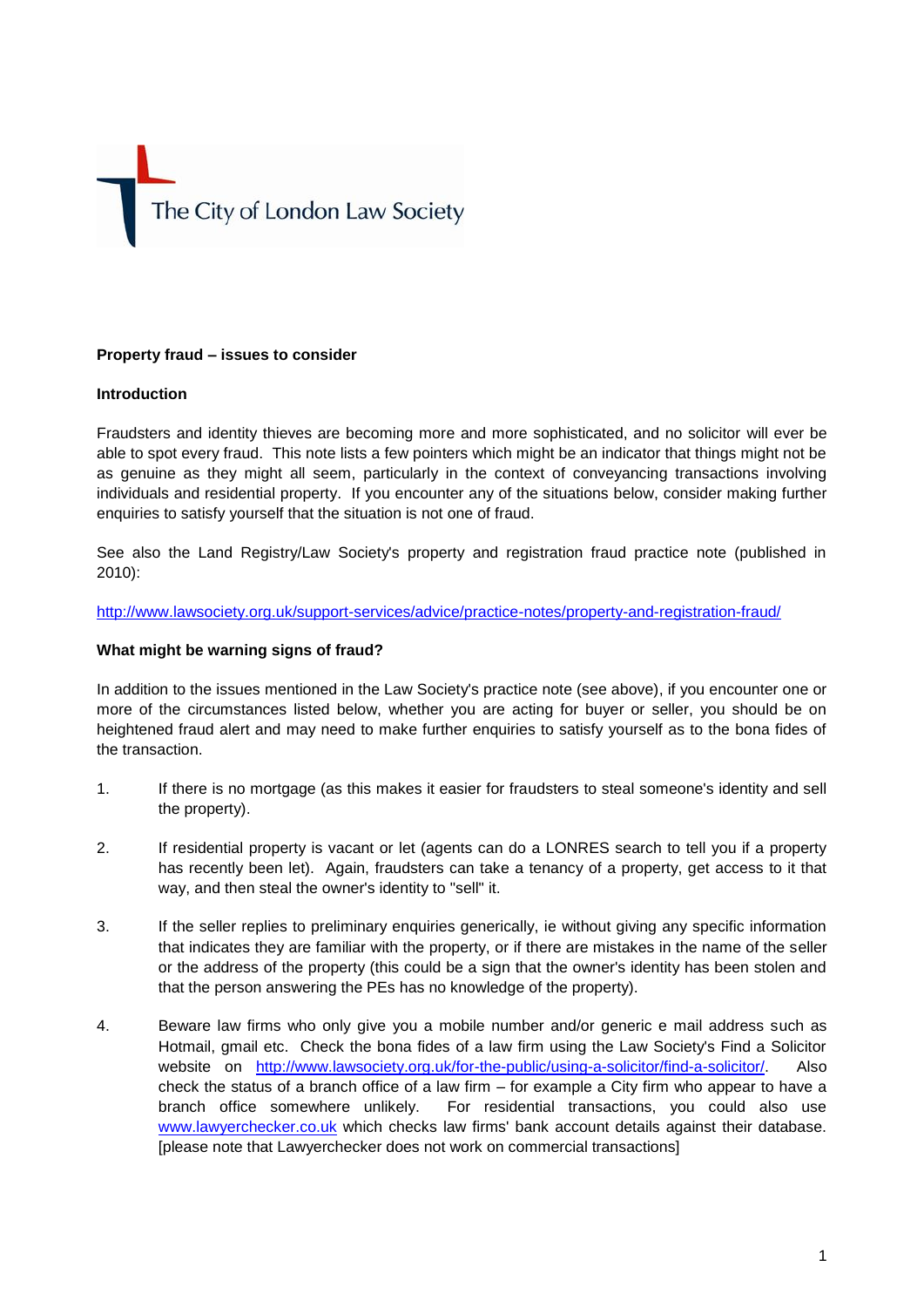The City of London Law Society

**Property fraud – issues to consider**

**Introduction**

Fraudsters and identity thieves are becoming more and more sophisticated, and no solicitor will ever be able to spot every fraud. This note lists a few pointers which might be an indicator that things might not be as genuine as they might all seem, particularly in the context of conveyancing transactions involving individuals and residential property. If you encounter any of the situations below, consider making further enquiries to satisfy yourself that the situation is not one of fraud.

See also the Land Registry/Law Society's property and registration fraud practice note (published in 2010):

http://www.lawsociety.org.uk/support-services/advice/practice-notes/property-and-registration-fraud/

**What might be warning signs of fraud?**

In addition to the issues mentioned in the Law Society's practice note (see above), if you encounter one or more of the circumstances listed below, whether you are acting for buyer or seller, you should be on heightened fraud alert and may need to make further enquiries to satisfy yourself as to the bona fides of the transaction.

1. If there is no mortgage (as this makes it easier for fraudsters to steal someone's identity and sell the property).

2. If residential property is vacant or let (agents can do a LONRES search to tell you if a property has recently been let). Again, fraudsters can take a tenancy of a property, get access to it that way, and then steal the owner's identity to "sell" it.

3. If the seller replies to preliminary enquiries generically, ie without giving any specific information that indicates they are familiar with the property, or if there are mistakes in the name of the seller or the address of the property (this could be a sign that the owner's identity has been stolen and that the person answering the PEs has no knowledge of the property).

4. Beware law firms who only give you a mobile number and/or generic e mail address such as Hotmail, gmail etc. Check the bona fides of a law firm using the Law Society's Find a Solicitor website on http://www.lawsociety.org.uk/for-the-public/using-a-solicitor/find-a-solicitor/. Also check the status of a branch office of a law firm – for example a City firm who appear to have a branch office somewhere unlikely. For residential transactions, you could also use www.lawyerchecker.co.uk which checks law firms' bank account details against their database. [please note that Lawyerchecker does not work on commercial transactions]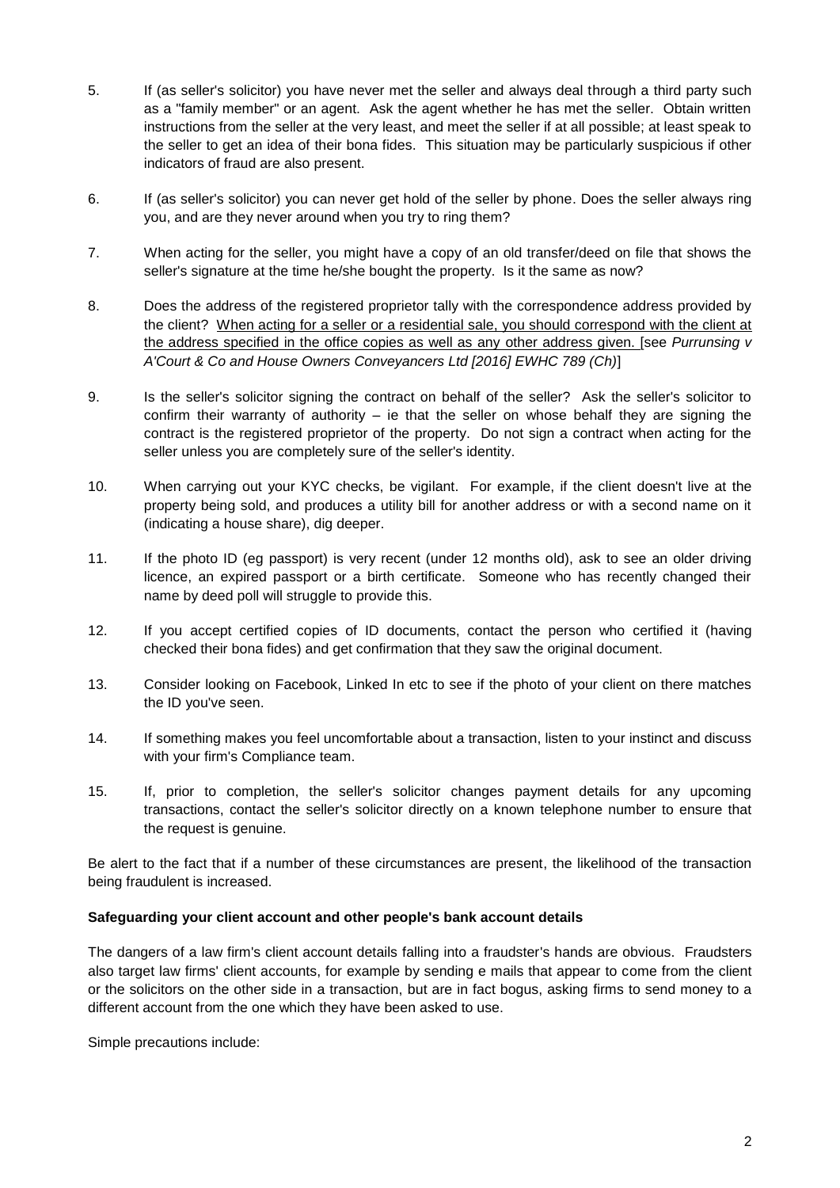5. If (as seller's solicitor) you have never met the seller and always deal through a third party such as a "family member" or an agent. Ask the agent whether he has met the seller. Obtain written instructions from the seller at the very least, and meet the seller if at all possible; at least speak to the seller to get an idea of their bona fides. This situation may be particularly suspicious if other indicators of fraud are also present.

6. If (as seller's solicitor) you can never get hold of the seller by phone. Does the seller always ring you, and are they never around when you try to ring them?

7. When acting for the seller, you might have a copy of an old transfer/deed on file that shows the seller's signature at the time he/she bought the property. Is it the same as now?

8. Does the address of the registered proprietor tally with the correspondence address provided by the client? <u>When acting for a seller or a residential sale, you should correspond with the client at the address specified in the office copies as well as any other address given.</u> [see *Purrunsing v A'Court & Co and House Owners Conveyancers Ltd [2016] EWHC 789 (Ch)*]

9. Is the seller's solicitor signing the contract on behalf of the seller? Ask the seller's solicitor to confirm their warranty of authority – ie that the seller on whose behalf they are signing the contract is the registered proprietor of the property. Do not sign a contract when acting for the seller unless you are completely sure of the seller's identity.

10. When carrying out your KYC checks, be vigilant. For example, if the client doesn't live at the property being sold, and produces a utility bill for another address or with a second name on it (indicating a house share), dig deeper.

11. If the photo ID (eg passport) is very recent (under 12 months old), ask to see an older driving licence, an expired passport or a birth certificate. Someone who has recently changed their name by deed poll will struggle to provide this.

12. If you accept certified copies of ID documents, contact the person who certified it (having checked their bona fides) and get confirmation that they saw the original document.

13. Consider looking on Facebook, Linked In etc to see if the photo of your client on there matches the ID you've seen.

14. If something makes you feel uncomfortable about a transaction, listen to your instinct and discuss with your firm's Compliance team.

15. If, prior to completion, the seller's solicitor changes payment details for any upcoming transactions, contact the seller's solicitor directly on a known telephone number to ensure that the request is genuine.

Be alert to the fact that if a number of these circumstances are present, the likelihood of the transaction being fraudulent is increased.

**Safeguarding your client account and other people's bank account details**

The dangers of a law firm's client account details falling into a fraudster's hands are obvious. Fraudsters also target law firms' client accounts, for example by sending e mails that appear to come from the client or the solicitors on the other side in a transaction, but are in fact bogus, asking firms to send money to a different account from the one which they have been asked to use.

Simple precautions include: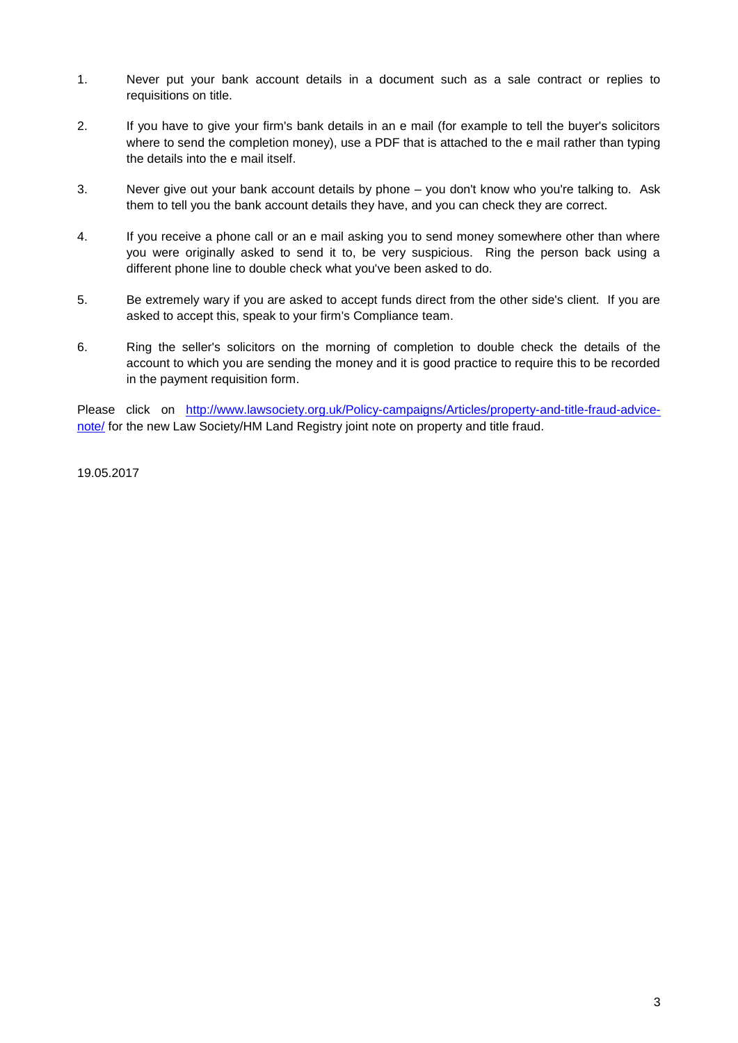1. Never put your bank account details in a document such as a sale contract or replies to requisitions on title.

2. If you have to give your firm's bank details in an e mail (for example to tell the buyer's solicitors where to send the completion money), use a PDF that is attached to the e mail rather than typing the details into the e mail itself.

3. Never give out your bank account details by phone – you don't know who you're talking to. Ask them to tell you the bank account details they have, and you can check they are correct.

4. If you receive a phone call or an e mail asking you to send money somewhere other than where you were originally asked to send it to, be very suspicious. Ring the person back using a different phone line to double check what you've been asked to do.

5. Be extremely wary if you are asked to accept funds direct from the other side's client. If you are asked to accept this, speak to your firm's Compliance team.

6. Ring the seller's solicitors on the morning of completion to double check the details of the account to which you are sending the money and it is good practice to require this to be recorded in the payment requisition form.

Please click on [http://www.lawsociety.org.uk/Policy-campaigns/Articles/property-and-title-fraud-advice-note/](http://www.lawsociety.org.uk/Policy-campaigns/Articles/property-and-title-fraud-advice-note/) for the new Law Society/HM Land Registry joint note on property and title fraud.

19.05.2017